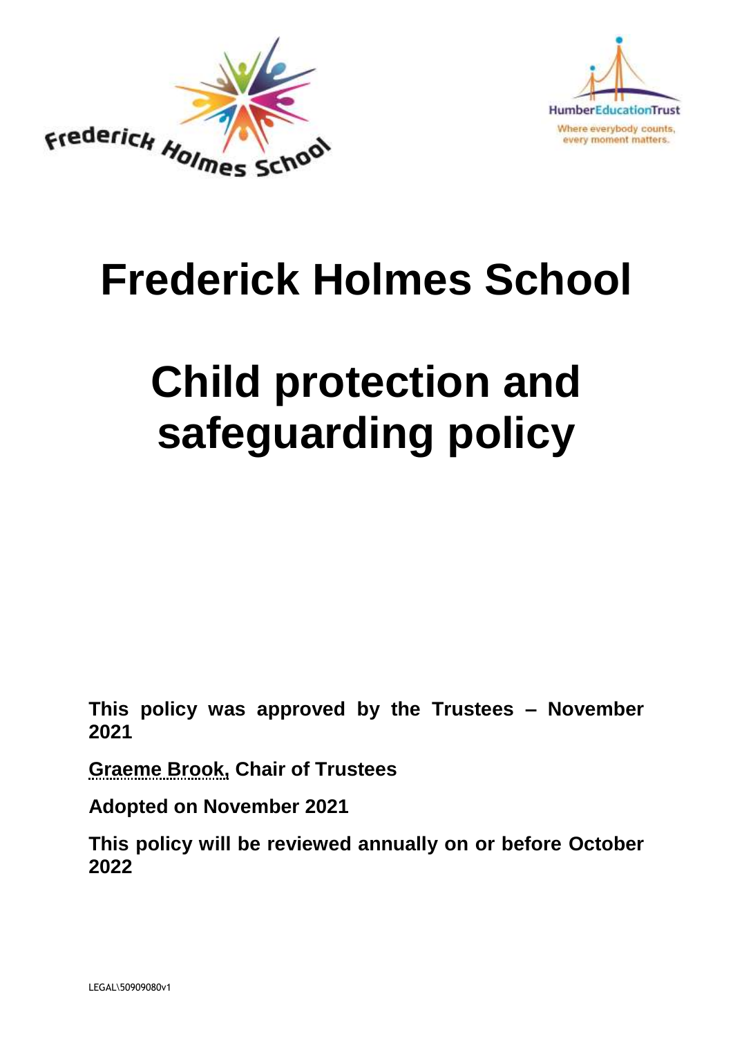# Frederick Holmes School

# Child protection and safeguarding policy

**This policy was approved by the Trustees – November 2021**

**Graeme Brook, Chair of Trustees**

**Adopted on November 2021**

**This policy will be reviewed annually on or before October 2022**

LEGAL\50909080v1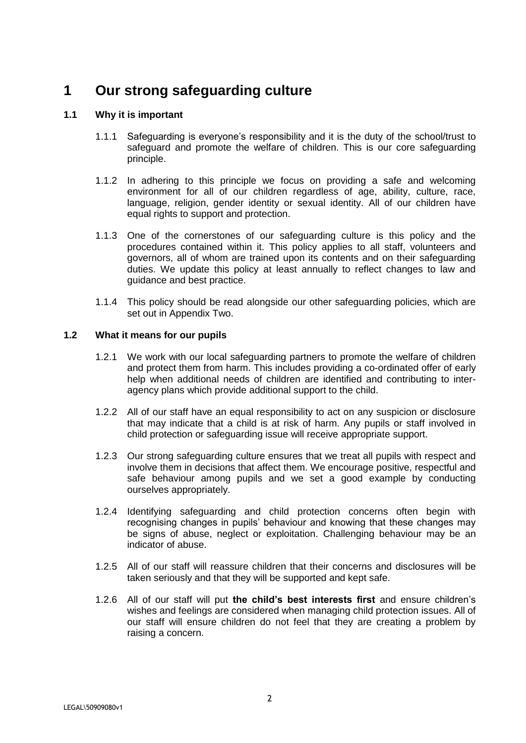# 1 Our strong safeguarding culture

## 1.1 Why it is important

1.1.1 Safeguarding is everyone's responsibility and it is the duty of the school/trust to safeguard and promote the welfare of children. This is our core safeguarding principle.

1.1.2 In adhering to this principle we focus on providing a safe and welcoming environment for all of our children regardless of age, ability, culture, race, language, religion, gender identity or sexual identity. All of our children have equal rights to support and protection.

1.1.3 One of the cornerstones of our safeguarding culture is this policy and the procedures contained within it. This policy applies to all staff, volunteers and governors, all of whom are trained upon its contents and on their safeguarding duties. We update this policy at least annually to reflect changes to law and guidance and best practice.

1.1.4 This policy should be read alongside our other safeguarding policies, which are set out in Appendix Two.

## 1.2 What it means for our pupils

1.2.1 We work with our local safeguarding partners to promote the welfare of children and protect them from harm. This includes providing a co-ordinated offer of early help when additional needs of children are identified and contributing to inter-agency plans which provide additional support to the child.

1.2.2 All of our staff have an equal responsibility to act on any suspicion or disclosure that may indicate that a child is at risk of harm. Any pupils or staff involved in child protection or safeguarding issue will receive appropriate support.

1.2.3 Our strong safeguarding culture ensures that we treat all pupils with respect and involve them in decisions that affect them. We encourage positive, respectful and safe behaviour among pupils and we set a good example by conducting ourselves appropriately.

1.2.4 Identifying safeguarding and child protection concerns often begin with recognising changes in pupils' behaviour and knowing that these changes may be signs of abuse, neglect or exploitation. Challenging behaviour may be an indicator of abuse.

1.2.5 All of our staff will reassure children that their concerns and disclosures will be taken seriously and that they will be supported and kept safe.

1.2.6 All of our staff will put **the child's best interests first** and ensure children's wishes and feelings are considered when managing child protection issues. All of our staff will ensure children do not feel that they are creating a problem by raising a concern.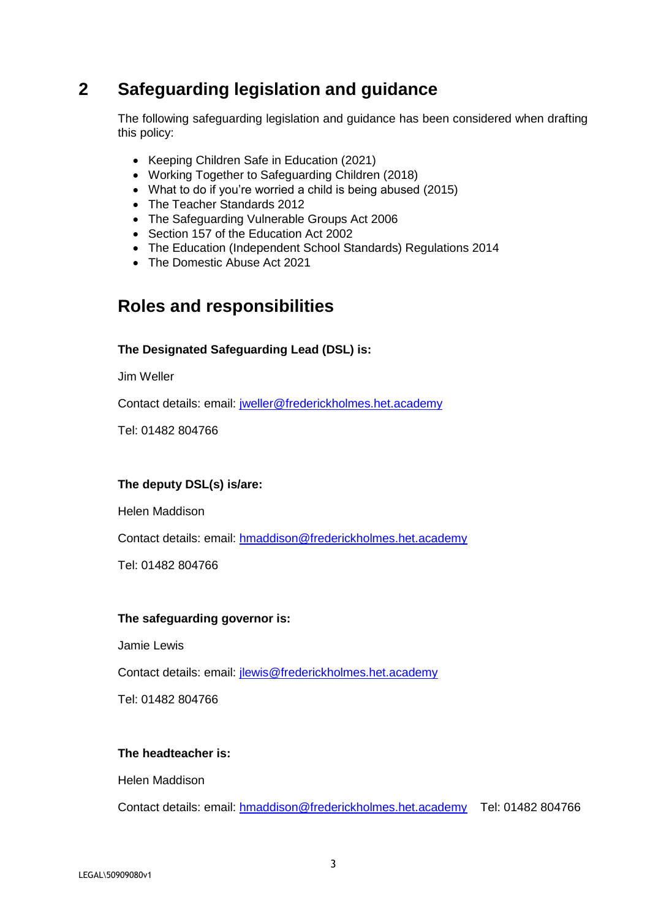## 2 Safeguarding legislation and guidance

The following safeguarding legislation and guidance has been considered when drafting this policy:

- Keeping Children Safe in Education (2021)
- Working Together to Safeguarding Children (2018)
- What to do if you're worried a child is being abused (2015)
- The Teacher Standards 2012
- The Safeguarding Vulnerable Groups Act 2006
- Section 157 of the Education Act 2002
- The Education (Independent School Standards) Regulations 2014
- The Domestic Abuse Act 2021

## Roles and responsibilities

**The Designated Safeguarding Lead (DSL) is:**

Jim Weller

Contact details: email: jweller@frederickholmes.het.academy

Tel: 01482 804766

**The deputy DSL(s) is/are:**

Helen Maddison

Contact details: email: hmaddison@frederickholmes.het.academy

Tel: 01482 804766

**The safeguarding governor is:**

Jamie Lewis

Contact details: email: jlewis@frederickholmes.het.academy

Tel: 01482 804766

**The headteacher is:**

Helen Maddison

Contact details: email: hmaddison@frederickholmes.het.academy Tel: 01482 804766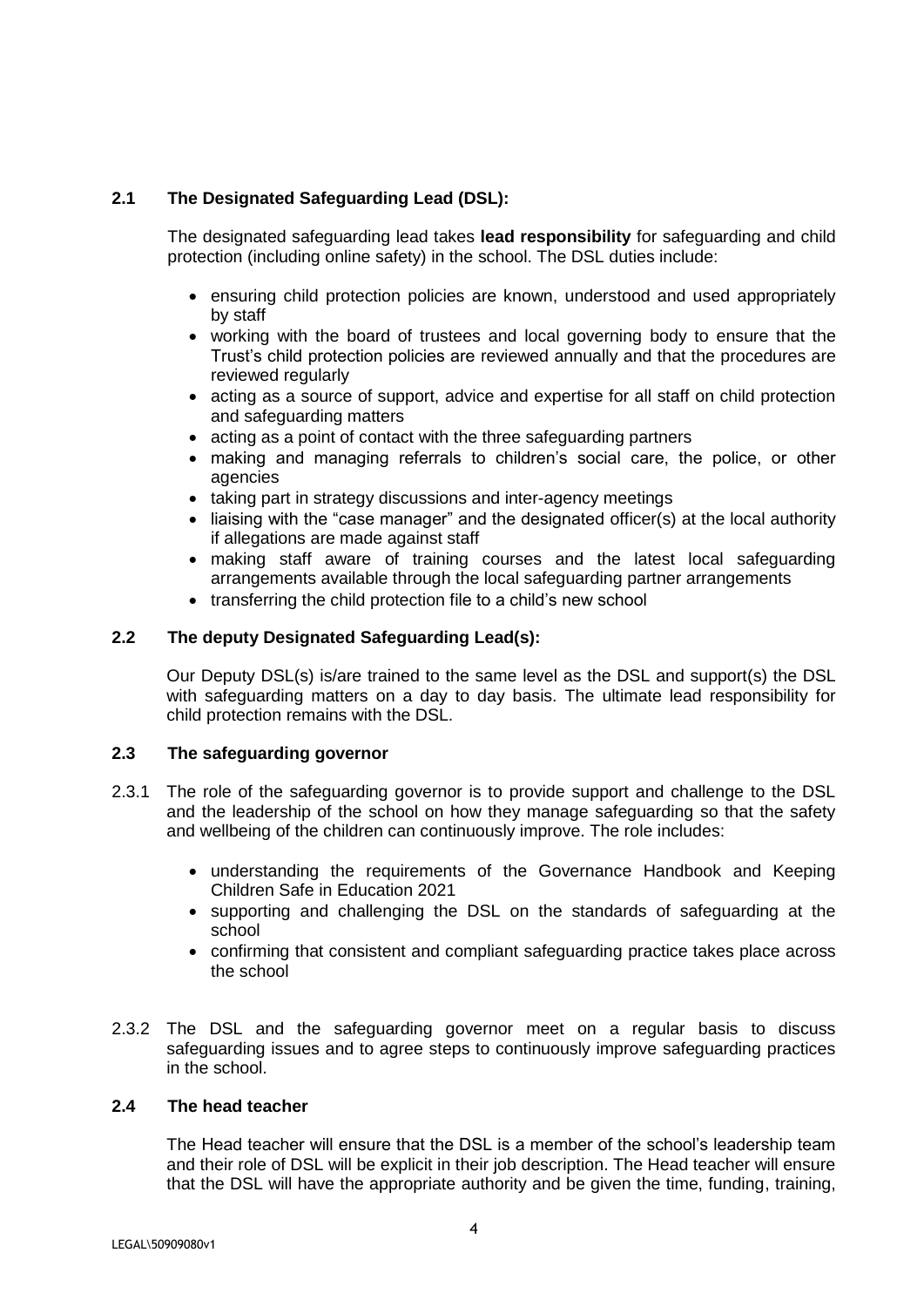### 2.1 The Designated Safeguarding Lead (DSL):

The designated safeguarding lead takes **lead responsibility** for safeguarding and child protection (including online safety) in the school. The DSL duties include:

- ensuring child protection policies are known, understood and used appropriately by staff
- working with the board of trustees and local governing body to ensure that the Trust's child protection policies are reviewed annually and that the procedures are reviewed regularly
- acting as a source of support, advice and expertise for all staff on child protection and safeguarding matters
- acting as a point of contact with the three safeguarding partners
- making and managing referrals to children's social care, the police, or other agencies
- taking part in strategy discussions and inter-agency meetings
- liaising with the "case manager" and the designated officer(s) at the local authority if allegations are made against staff
- making staff aware of training courses and the latest local safeguarding arrangements available through the local safeguarding partner arrangements
- transferring the child protection file to a child's new school

### 2.2 The deputy Designated Safeguarding Lead(s):

Our Deputy DSL(s) is/are trained to the same level as the DSL and support(s) the DSL with safeguarding matters on a day to day basis. The ultimate lead responsibility for child protection remains with the DSL.

### 2.3 The safeguarding governor

2.3.1 The role of the safeguarding governor is to provide support and challenge to the DSL and the leadership of the school on how they manage safeguarding so that the safety and wellbeing of the children can continuously improve. The role includes:

- understanding the requirements of the Governance Handbook and Keeping Children Safe in Education 2021
- supporting and challenging the DSL on the standards of safeguarding at the school
- confirming that consistent and compliant safeguarding practice takes place across the school

2.3.2 The DSL and the safeguarding governor meet on a regular basis to discuss safeguarding issues and to agree steps to continuously improve safeguarding practices in the school.

### 2.4 The head teacher

The Head teacher will ensure that the DSL is a member of the school's leadership team and their role of DSL will be explicit in their job description. The Head teacher will ensure that the DSL will have the appropriate authority and be given the time, funding, training,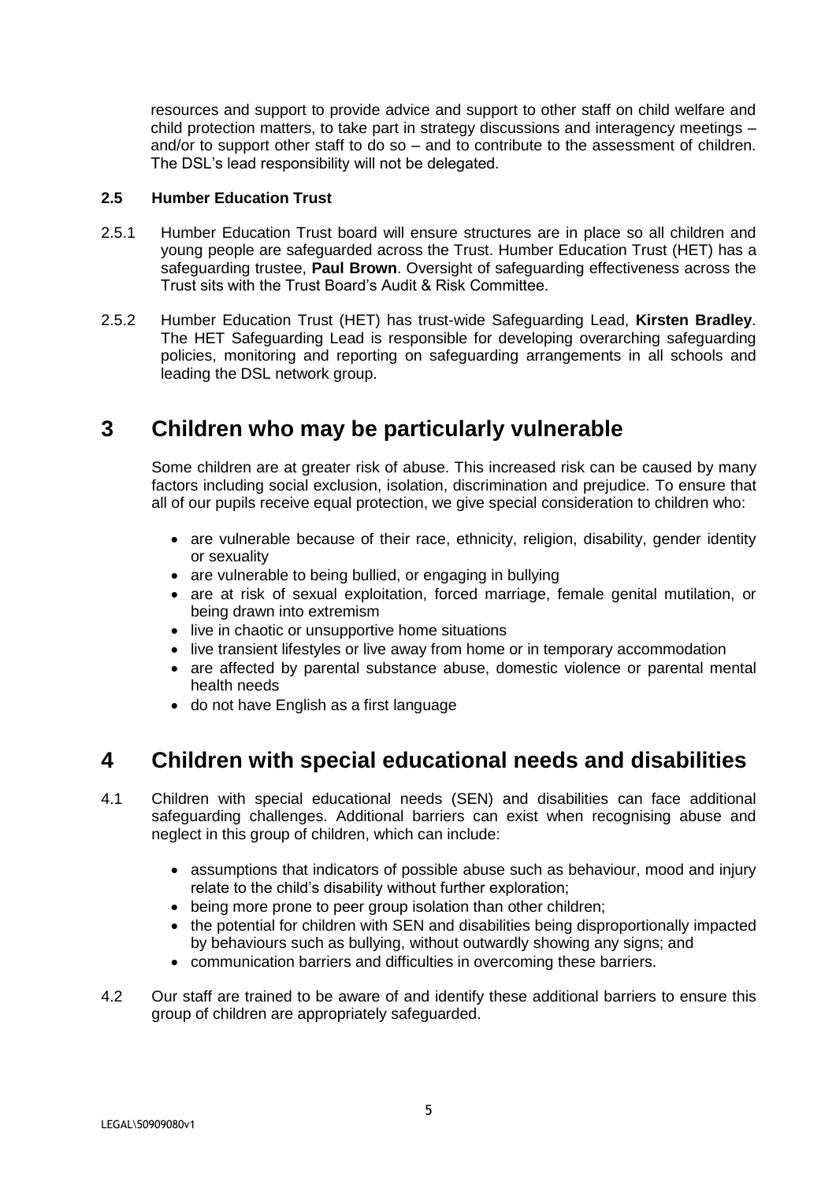resources and support to provide advice and support to other staff on child welfare and child protection matters, to take part in strategy discussions and interagency meetings – and/or to support other staff to do so – and to contribute to the assessment of children. The DSL's lead responsibility will not be delegated.

### 2.5 Humber Education Trust

2.5.1 Humber Education Trust board will ensure structures are in place so all children and young people are safeguarded across the Trust. Humber Education Trust (HET) has a safeguarding trustee, **Paul Brown**. Oversight of safeguarding effectiveness across the Trust sits with the Trust Board's Audit & Risk Committee.

2.5.2 Humber Education Trust (HET) has trust-wide Safeguarding Lead, **Kirsten Bradley**. The HET Safeguarding Lead is responsible for developing overarching safeguarding policies, monitoring and reporting on safeguarding arrangements in all schools and leading the DSL network group.

## 3 Children who may be particularly vulnerable

Some children are at greater risk of abuse. This increased risk can be caused by many factors including social exclusion, isolation, discrimination and prejudice. To ensure that all of our pupils receive equal protection, we give special consideration to children who:

- are vulnerable because of their race, ethnicity, religion, disability, gender identity or sexuality
- are vulnerable to being bullied, or engaging in bullying
- are at risk of sexual exploitation, forced marriage, female genital mutilation, or being drawn into extremism
- live in chaotic or unsupportive home situations
- live transient lifestyles or live away from home or in temporary accommodation
- are affected by parental substance abuse, domestic violence or parental mental health needs
- do not have English as a first language

## 4 Children with special educational needs and disabilities

4.1 Children with special educational needs (SEN) and disabilities can face additional safeguarding challenges. Additional barriers can exist when recognising abuse and neglect in this group of children, which can include:

- assumptions that indicators of possible abuse such as behaviour, mood and injury relate to the child's disability without further exploration;
- being more prone to peer group isolation than other children;
- the potential for children with SEN and disabilities being disproportionally impacted by behaviours such as bullying, without outwardly showing any signs; and
- communication barriers and difficulties in overcoming these barriers.

4.2 Our staff are trained to be aware of and identify these additional barriers to ensure this group of children are appropriately safeguarded.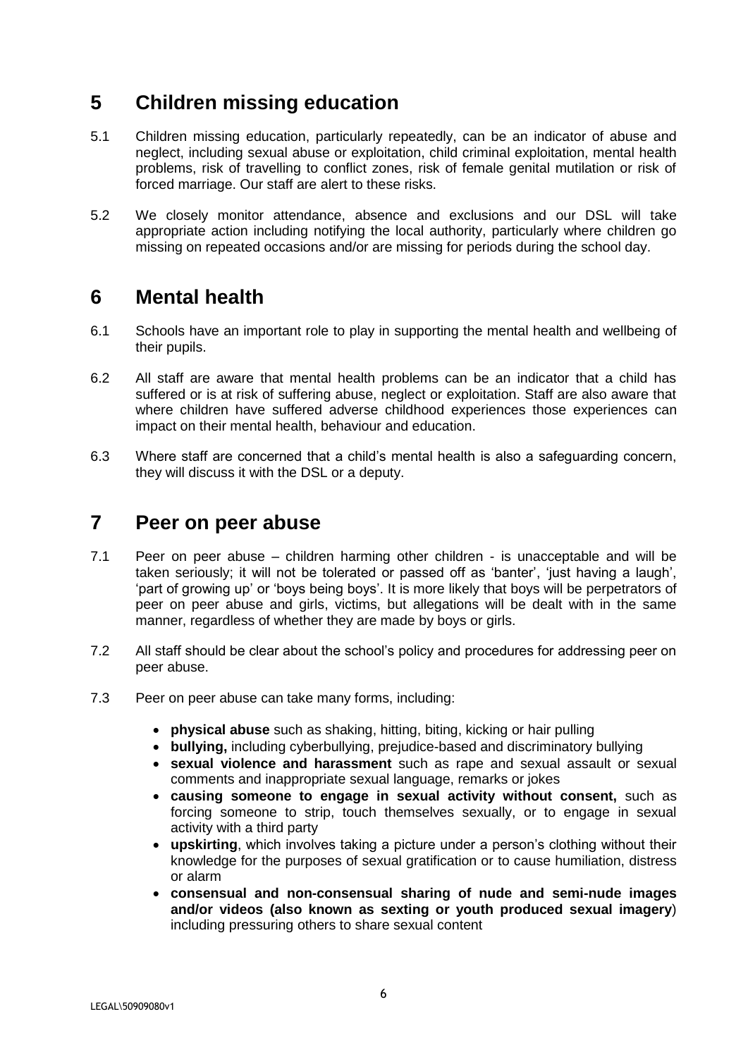## 5 Children missing education

5.1 Children missing education, particularly repeatedly, can be an indicator of abuse and neglect, including sexual abuse or exploitation, child criminal exploitation, mental health problems, risk of travelling to conflict zones, risk of female genital mutilation or risk of forced marriage. Our staff are alert to these risks.

5.2 We closely monitor attendance, absence and exclusions and our DSL will take appropriate action including notifying the local authority, particularly where children go missing on repeated occasions and/or are missing for periods during the school day.

## 6 Mental health

6.1 Schools have an important role to play in supporting the mental health and wellbeing of their pupils.

6.2 All staff are aware that mental health problems can be an indicator that a child has suffered or is at risk of suffering abuse, neglect or exploitation. Staff are also aware that where children have suffered adverse childhood experiences those experiences can impact on their mental health, behaviour and education.

6.3 Where staff are concerned that a child's mental health is also a safeguarding concern, they will discuss it with the DSL or a deputy.

## 7 Peer on peer abuse

7.1 Peer on peer abuse – children harming other children - is unacceptable and will be taken seriously; it will not be tolerated or passed off as 'banter', 'just having a laugh', 'part of growing up' or 'boys being boys'. It is more likely that boys will be perpetrators of peer on peer abuse and girls, victims, but allegations will be dealt with in the same manner, regardless of whether they are made by boys or girls.

7.2 All staff should be clear about the school's policy and procedures for addressing peer on peer abuse.

7.3 Peer on peer abuse can take many forms, including:

- **physical abuse** such as shaking, hitting, biting, kicking or hair pulling
- **bullying,** including cyberbullying, prejudice-based and discriminatory bullying
- **sexual violence and harassment** such as rape and sexual assault or sexual comments and inappropriate sexual language, remarks or jokes
- **causing someone to engage in sexual activity without consent,** such as forcing someone to strip, touch themselves sexually, or to engage in sexual activity with a third party
- **upskirting**, which involves taking a picture under a person's clothing without their knowledge for the purposes of sexual gratification or to cause humiliation, distress or alarm
- **consensual and non-consensual sharing of nude and semi-nude images and/or videos (also known as sexting or youth produced sexual imagery**) including pressuring others to share sexual content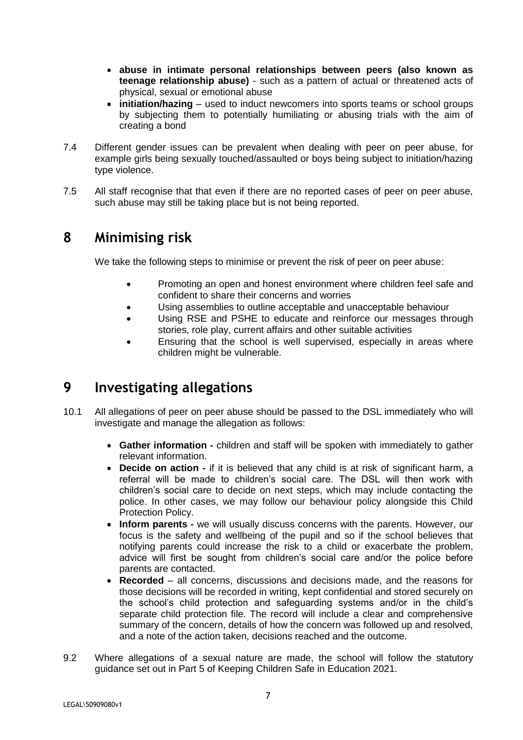- **abuse in intimate personal relationships between peers (also known as teenage relationship abuse)** - such as a pattern of actual or threatened acts of physical, sexual or emotional abuse
- **initiation/hazing** – used to induct newcomers into sports teams or school groups by subjecting them to potentially humiliating or abusing trials with the aim of creating a bond

7.4 Different gender issues can be prevalent when dealing with peer on peer abuse, for example girls being sexually touched/assaulted or boys being subject to initiation/hazing type violence.

7.5 All staff recognise that that even if there are no reported cases of peer on peer abuse, such abuse may still be taking place but is not being reported.

# 8 Minimising risk

We take the following steps to minimise or prevent the risk of peer on peer abuse:

- Promoting an open and honest environment where children feel safe and confident to share their concerns and worries
- Using assemblies to outline acceptable and unacceptable behaviour
- Using RSE and PSHE to educate and reinforce our messages through stories, role play, current affairs and other suitable activities
- Ensuring that the school is well supervised, especially in areas where children might be vulnerable.

# 9 Investigating allegations

10.1 All allegations of peer on peer abuse should be passed to the DSL immediately who will investigate and manage the allegation as follows:

- **Gather information -** children and staff will be spoken with immediately to gather relevant information.
- **Decide on action -** if it is believed that any child is at risk of significant harm, a referral will be made to children's social care. The DSL will then work with children's social care to decide on next steps, which may include contacting the police. In other cases, we may follow our behaviour policy alongside this Child Protection Policy.
- **Inform parents -** we will usually discuss concerns with the parents. However, our focus is the safety and wellbeing of the pupil and so if the school believes that notifying parents could increase the risk to a child or exacerbate the problem, advice will first be sought from children's social care and/or the police before parents are contacted.
- **Recorded** – all concerns, discussions and decisions made, and the reasons for those decisions will be recorded in writing, kept confidential and stored securely on the school's child protection and safeguarding systems and/or in the child's separate child protection file. The record will include a clear and comprehensive summary of the concern, details of how the concern was followed up and resolved, and a note of the action taken, decisions reached and the outcome.

9.2 Where allegations of a sexual nature are made, the school will follow the statutory guidance set out in Part 5 of Keeping Children Safe in Education 2021.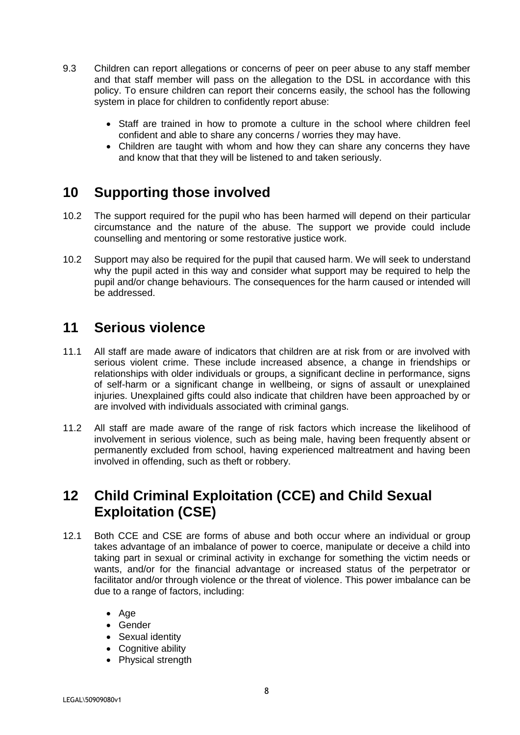9.3 Children can report allegations or concerns of peer on peer abuse to any staff member and that staff member will pass on the allegation to the DSL in accordance with this policy. To ensure children can report their concerns easily, the school has the following system in place for children to confidently report abuse:

- Staff are trained in how to promote a culture in the school where children feel confident and able to share any concerns / worries they may have.
- Children are taught with whom and how they can share any concerns they have and know that that they will be listened to and taken seriously.

## 10 Supporting those involved

10.2 The support required for the pupil who has been harmed will depend on their particular circumstance and the nature of the abuse. The support we provide could include counselling and mentoring or some restorative justice work.

10.2 Support may also be required for the pupil that caused harm. We will seek to understand why the pupil acted in this way and consider what support may be required to help the pupil and/or change behaviours. The consequences for the harm caused or intended will be addressed.

## 11 Serious violence

11.1 All staff are made aware of indicators that children are at risk from or are involved with serious violent crime. These include increased absence, a change in friendships or relationships with older individuals or groups, a significant decline in performance, signs of self-harm or a significant change in wellbeing, or signs of assault or unexplained injuries. Unexplained gifts could also indicate that children have been approached by or are involved with individuals associated with criminal gangs.

11.2 All staff are made aware of the range of risk factors which increase the likelihood of involvement in serious violence, such as being male, having been frequently absent or permanently excluded from school, having experienced maltreatment and having been involved in offending, such as theft or robbery.

## 12 Child Criminal Exploitation (CCE) and Child Sexual Exploitation (CSE)

12.1 Both CCE and CSE are forms of abuse and both occur where an individual or group takes advantage of an imbalance of power to coerce, manipulate or deceive a child into taking part in sexual or criminal activity in exchange for something the victim needs or wants, and/or for the financial advantage or increased status of the perpetrator or facilitator and/or through violence or the threat of violence. This power imbalance can be due to a range of factors, including:

- Age
- Gender
- Sexual identity
- Cognitive ability
- Physical strength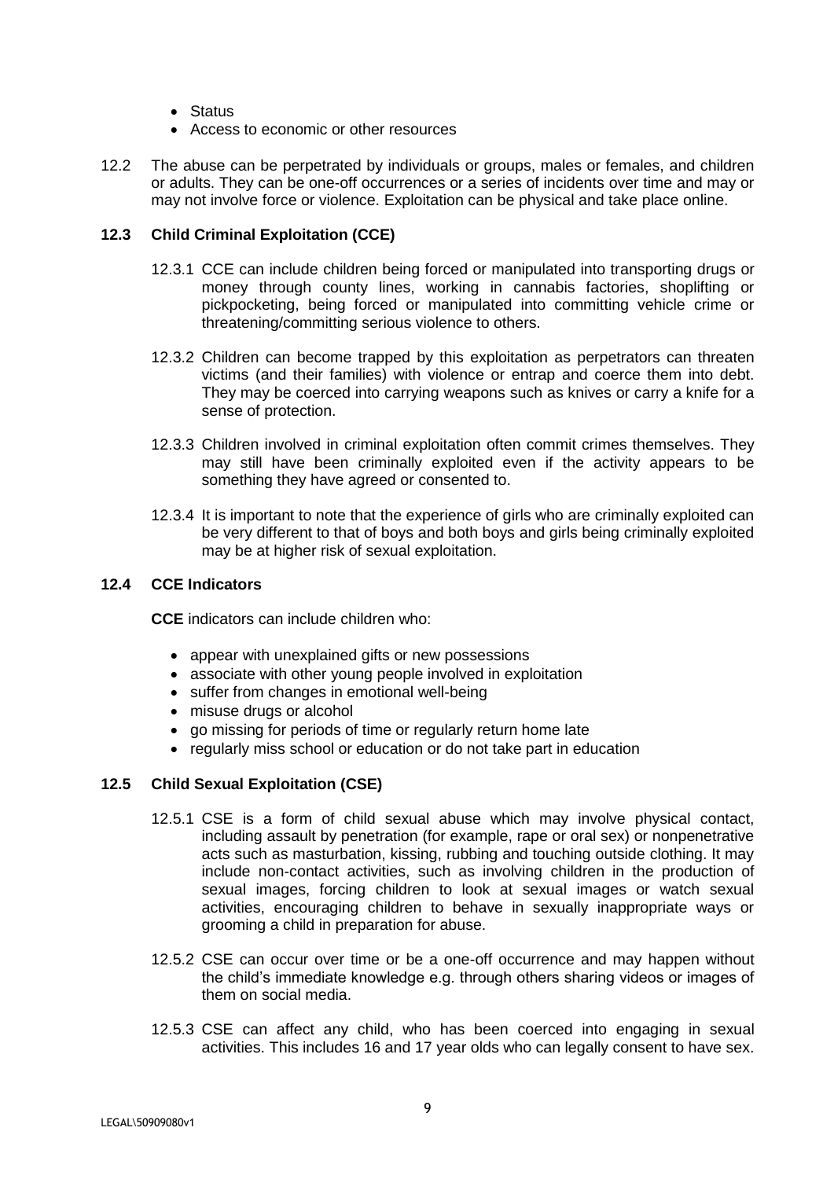- Status
- Access to economic or other resources

12.2 The abuse can be perpetrated by individuals or groups, males or females, and children or adults. They can be one-off occurrences or a series of incidents over time and may or may not involve force or violence. Exploitation can be physical and take place online.

**12.3 Child Criminal Exploitation (CCE)**

12.3.1 CCE can include children being forced or manipulated into transporting drugs or money through county lines, working in cannabis factories, shoplifting or pickpocketing, being forced or manipulated into committing vehicle crime or threatening/committing serious violence to others.

12.3.2 Children can become trapped by this exploitation as perpetrators can threaten victims (and their families) with violence or entrap and coerce them into debt. They may be coerced into carrying weapons such as knives or carry a knife for a sense of protection.

12.3.3 Children involved in criminal exploitation often commit crimes themselves. They may still have been criminally exploited even if the activity appears to be something they have agreed or consented to.

12.3.4 It is important to note that the experience of girls who are criminally exploited can be very different to that of boys and both boys and girls being criminally exploited may be at higher risk of sexual exploitation.

**12.4 CCE Indicators**

**CCE** indicators can include children who:

- appear with unexplained gifts or new possessions
- associate with other young people involved in exploitation
- suffer from changes in emotional well-being
- misuse drugs or alcohol
- go missing for periods of time or regularly return home late
- regularly miss school or education or do not take part in education

**12.5 Child Sexual Exploitation (CSE)**

12.5.1 CSE is a form of child sexual abuse which may involve physical contact, including assault by penetration (for example, rape or oral sex) or nonpenetrative acts such as masturbation, kissing, rubbing and touching outside clothing. It may include non-contact activities, such as involving children in the production of sexual images, forcing children to look at sexual images or watch sexual activities, encouraging children to behave in sexually inappropriate ways or grooming a child in preparation for abuse.

12.5.2 CSE can occur over time or be a one-off occurrence and may happen without the child's immediate knowledge e.g. through others sharing videos or images of them on social media.

12.5.3 CSE can affect any child, who has been coerced into engaging in sexual activities. This includes 16 and 17 year olds who can legally consent to have sex.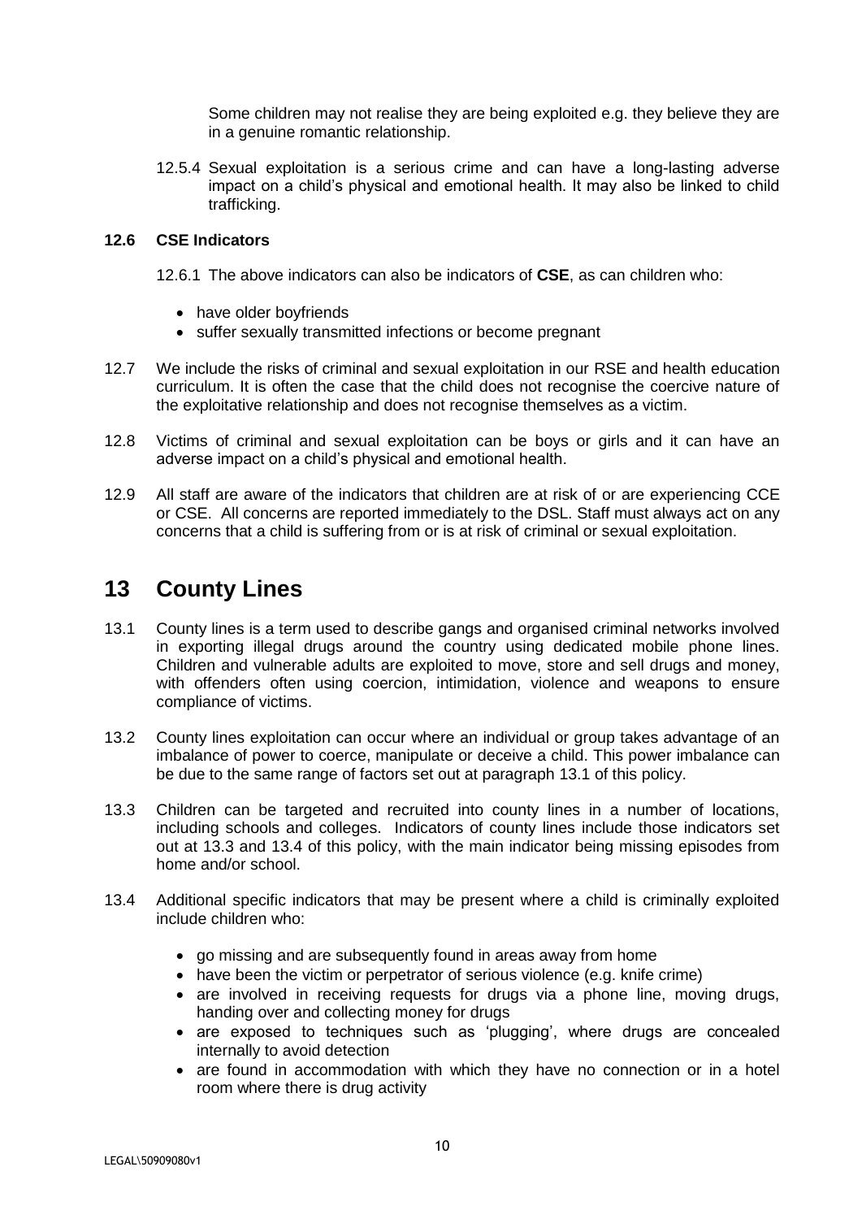Some children may not realise they are being exploited e.g. they believe they are in a genuine romantic relationship.

12.5.4 Sexual exploitation is a serious crime and can have a long-lasting adverse impact on a child's physical and emotional health. It may also be linked to child trafficking.

**12.6 CSE Indicators**

12.6.1 The above indicators can also be indicators of **CSE**, as can children who:

- have older boyfriends
- suffer sexually transmitted infections or become pregnant

12.7 We include the risks of criminal and sexual exploitation in our RSE and health education curriculum. It is often the case that the child does not recognise the coercive nature of the exploitative relationship and does not recognise themselves as a victim.

12.8 Victims of criminal and sexual exploitation can be boys or girls and it can have an adverse impact on a child's physical and emotional health.

12.9 All staff are aware of the indicators that children are at risk of or are experiencing CCE or CSE. All concerns are reported immediately to the DSL. Staff must always act on any concerns that a child is suffering from or is at risk of criminal or sexual exploitation.

# 13 County Lines

13.1 County lines is a term used to describe gangs and organised criminal networks involved in exporting illegal drugs around the country using dedicated mobile phone lines. Children and vulnerable adults are exploited to move, store and sell drugs and money, with offenders often using coercion, intimidation, violence and weapons to ensure compliance of victims.

13.2 County lines exploitation can occur where an individual or group takes advantage of an imbalance of power to coerce, manipulate or deceive a child. This power imbalance can be due to the same range of factors set out at paragraph 13.1 of this policy.

13.3 Children can be targeted and recruited into county lines in a number of locations, including schools and colleges. Indicators of county lines include those indicators set out at 13.3 and 13.4 of this policy, with the main indicator being missing episodes from home and/or school.

13.4 Additional specific indicators that may be present where a child is criminally exploited include children who:

- go missing and are subsequently found in areas away from home
- have been the victim or perpetrator of serious violence (e.g. knife crime)
- are involved in receiving requests for drugs via a phone line, moving drugs, handing over and collecting money for drugs
- are exposed to techniques such as 'plugging', where drugs are concealed internally to avoid detection
- are found in accommodation with which they have no connection or in a hotel room where there is drug activity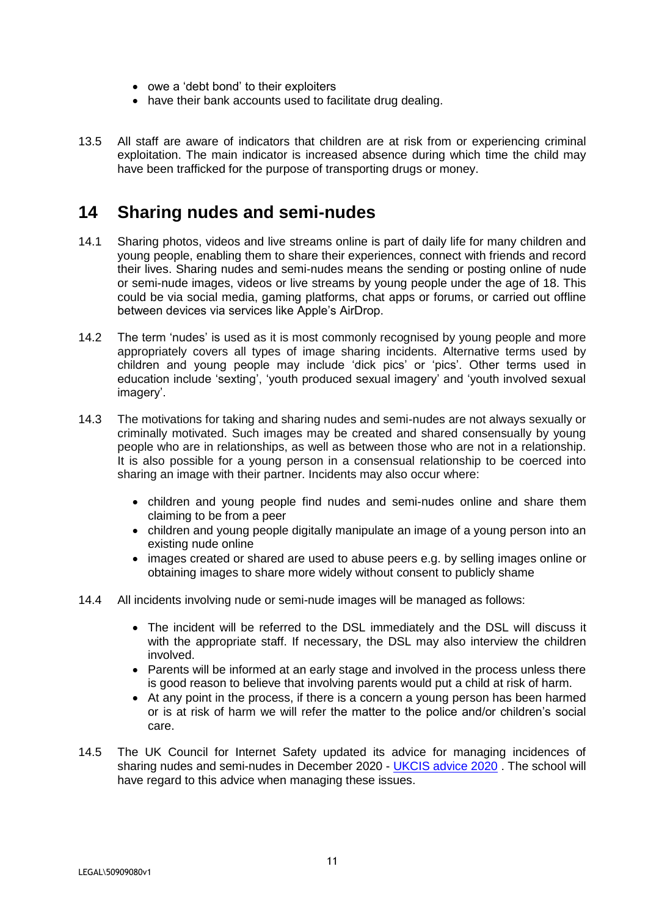- owe a 'debt bond' to their exploiters
- have their bank accounts used to facilitate drug dealing.

13.5 All staff are aware of indicators that children are at risk from or experiencing criminal exploitation. The main indicator is increased absence during which time the child may have been trafficked for the purpose of transporting drugs or money.

## 14 Sharing nudes and semi-nudes

14.1 Sharing photos, videos and live streams online is part of daily life for many children and young people, enabling them to share their experiences, connect with friends and record their lives. Sharing nudes and semi-nudes means the sending or posting online of nude or semi-nude images, videos or live streams by young people under the age of 18. This could be via social media, gaming platforms, chat apps or forums, or carried out offline between devices via services like Apple's AirDrop.

14.2 The term 'nudes' is used as it is most commonly recognised by young people and more appropriately covers all types of image sharing incidents. Alternative terms used by children and young people may include 'dick pics' or 'pics'. Other terms used in education include 'sexting', 'youth produced sexual imagery' and 'youth involved sexual imagery'.

14.3 The motivations for taking and sharing nudes and semi-nudes are not always sexually or criminally motivated. Such images may be created and shared consensually by young people who are in relationships, as well as between those who are not in a relationship. It is also possible for a young person in a consensual relationship to be coerced into sharing an image with their partner. Incidents may also occur where:

- children and young people find nudes and semi-nudes online and share them claiming to be from a peer
- children and young people digitally manipulate an image of a young person into an existing nude online
- images created or shared are used to abuse peers e.g. by selling images online or obtaining images to share more widely without consent to publicly shame

14.4 All incidents involving nude or semi-nude images will be managed as follows:

- The incident will be referred to the DSL immediately and the DSL will discuss it with the appropriate staff. If necessary, the DSL may also interview the children involved.
- Parents will be informed at an early stage and involved in the process unless there is good reason to believe that involving parents would put a child at risk of harm.
- At any point in the process, if there is a concern a young person has been harmed or is at risk of harm we will refer the matter to the police and/or children's social care.

14.5 The UK Council for Internet Safety updated its advice for managing incidences of sharing nudes and semi-nudes in December 2020 - [UKCIS advice 2020] . The school will have regard to this advice when managing these issues.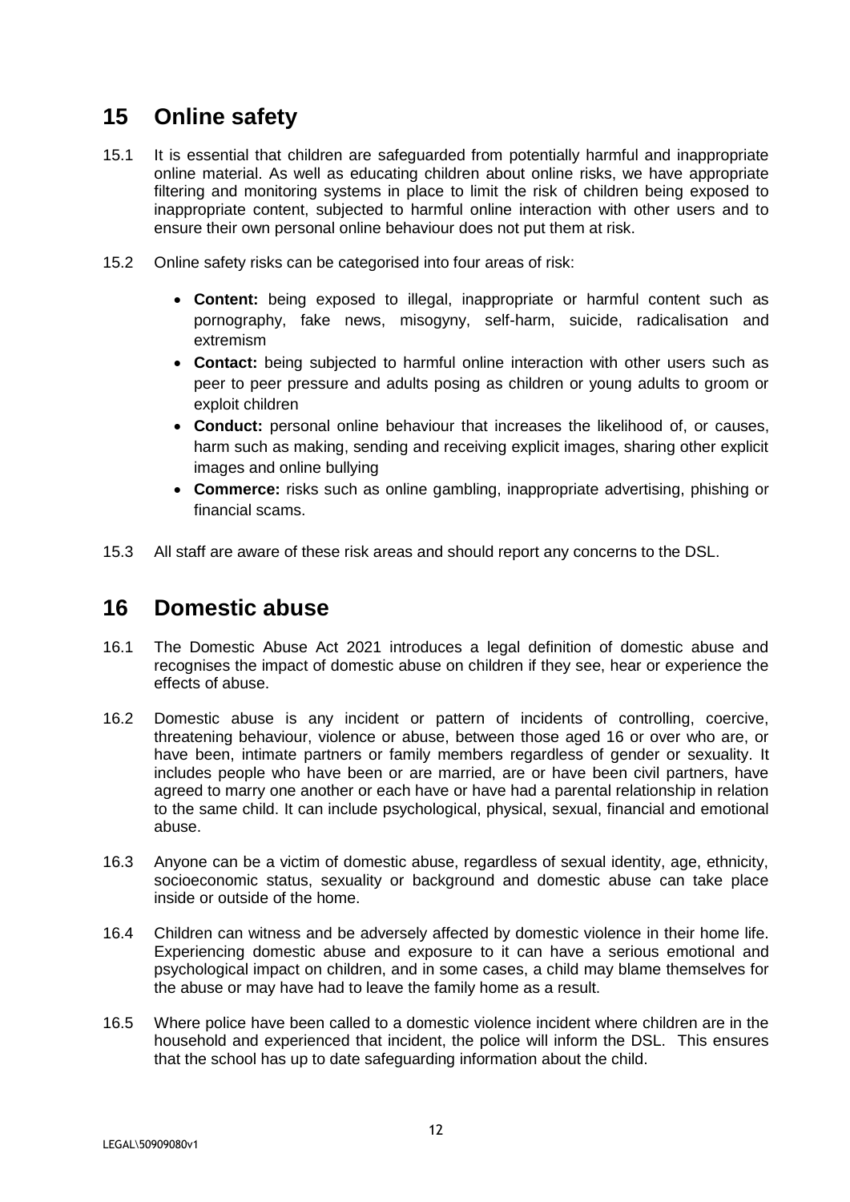## 15 Online safety

15.1 It is essential that children are safeguarded from potentially harmful and inappropriate online material. As well as educating children about online risks, we have appropriate filtering and monitoring systems in place to limit the risk of children being exposed to inappropriate content, subjected to harmful online interaction with other users and to ensure their own personal online behaviour does not put them at risk.

15.2 Online safety risks can be categorised into four areas of risk:

- **Content:** being exposed to illegal, inappropriate or harmful content such as pornography, fake news, misogyny, self-harm, suicide, radicalisation and extremism
- **Contact:** being subjected to harmful online interaction with other users such as peer to peer pressure and adults posing as children or young adults to groom or exploit children
- **Conduct:** personal online behaviour that increases the likelihood of, or causes, harm such as making, sending and receiving explicit images, sharing other explicit images and online bullying
- **Commerce:** risks such as online gambling, inappropriate advertising, phishing or financial scams.

15.3 All staff are aware of these risk areas and should report any concerns to the DSL.

## 16 Domestic abuse

16.1 The Domestic Abuse Act 2021 introduces a legal definition of domestic abuse and recognises the impact of domestic abuse on children if they see, hear or experience the effects of abuse.

16.2 Domestic abuse is any incident or pattern of incidents of controlling, coercive, threatening behaviour, violence or abuse, between those aged 16 or over who are, or have been, intimate partners or family members regardless of gender or sexuality. It includes people who have been or are married, are or have been civil partners, have agreed to marry one another or each have or have had a parental relationship in relation to the same child. It can include psychological, physical, sexual, financial and emotional abuse.

16.3 Anyone can be a victim of domestic abuse, regardless of sexual identity, age, ethnicity, socioeconomic status, sexuality or background and domestic abuse can take place inside or outside of the home.

16.4 Children can witness and be adversely affected by domestic violence in their home life. Experiencing domestic abuse and exposure to it can have a serious emotional and psychological impact on children, and in some cases, a child may blame themselves for the abuse or may have had to leave the family home as a result.

16.5 Where police have been called to a domestic violence incident where children are in the household and experienced that incident, the police will inform the DSL. This ensures that the school has up to date safeguarding information about the child.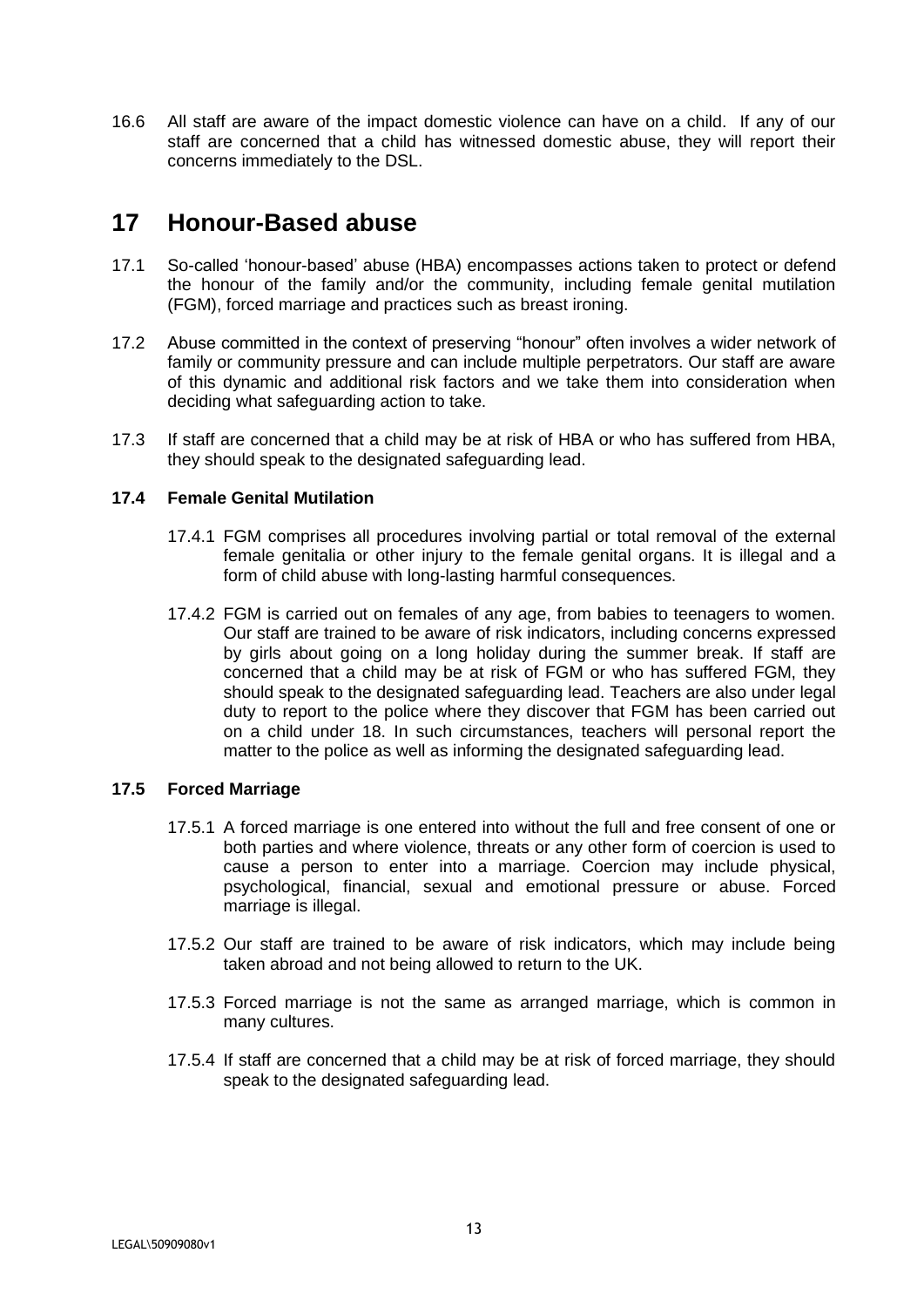16.6 All staff are aware of the impact domestic violence can have on a child. If any of our staff are concerned that a child has witnessed domestic abuse, they will report their concerns immediately to the DSL.

# 17 Honour-Based abuse

17.1 So-called 'honour-based' abuse (HBA) encompasses actions taken to protect or defend the honour of the family and/or the community, including female genital mutilation (FGM), forced marriage and practices such as breast ironing.

17.2 Abuse committed in the context of preserving "honour" often involves a wider network of family or community pressure and can include multiple perpetrators. Our staff are aware of this dynamic and additional risk factors and we take them into consideration when deciding what safeguarding action to take.

17.3 If staff are concerned that a child may be at risk of HBA or who has suffered from HBA, they should speak to the designated safeguarding lead.

### 17.4 Female Genital Mutilation

17.4.1 FGM comprises all procedures involving partial or total removal of the external female genitalia or other injury to the female genital organs. It is illegal and a form of child abuse with long-lasting harmful consequences.

17.4.2 FGM is carried out on females of any age, from babies to teenagers to women. Our staff are trained to be aware of risk indicators, including concerns expressed by girls about going on a long holiday during the summer break. If staff are concerned that a child may be at risk of FGM or who has suffered FGM, they should speak to the designated safeguarding lead. Teachers are also under legal duty to report to the police where they discover that FGM has been carried out on a child under 18. In such circumstances, teachers will personal report the matter to the police as well as informing the designated safeguarding lead.

### 17.5 Forced Marriage

17.5.1 A forced marriage is one entered into without the full and free consent of one or both parties and where violence, threats or any other form of coercion is used to cause a person to enter into a marriage. Coercion may include physical, psychological, financial, sexual and emotional pressure or abuse. Forced marriage is illegal.

17.5.2 Our staff are trained to be aware of risk indicators, which may include being taken abroad and not being allowed to return to the UK.

17.5.3 Forced marriage is not the same as arranged marriage, which is common in many cultures.

17.5.4 If staff are concerned that a child may be at risk of forced marriage, they should speak to the designated safeguarding lead.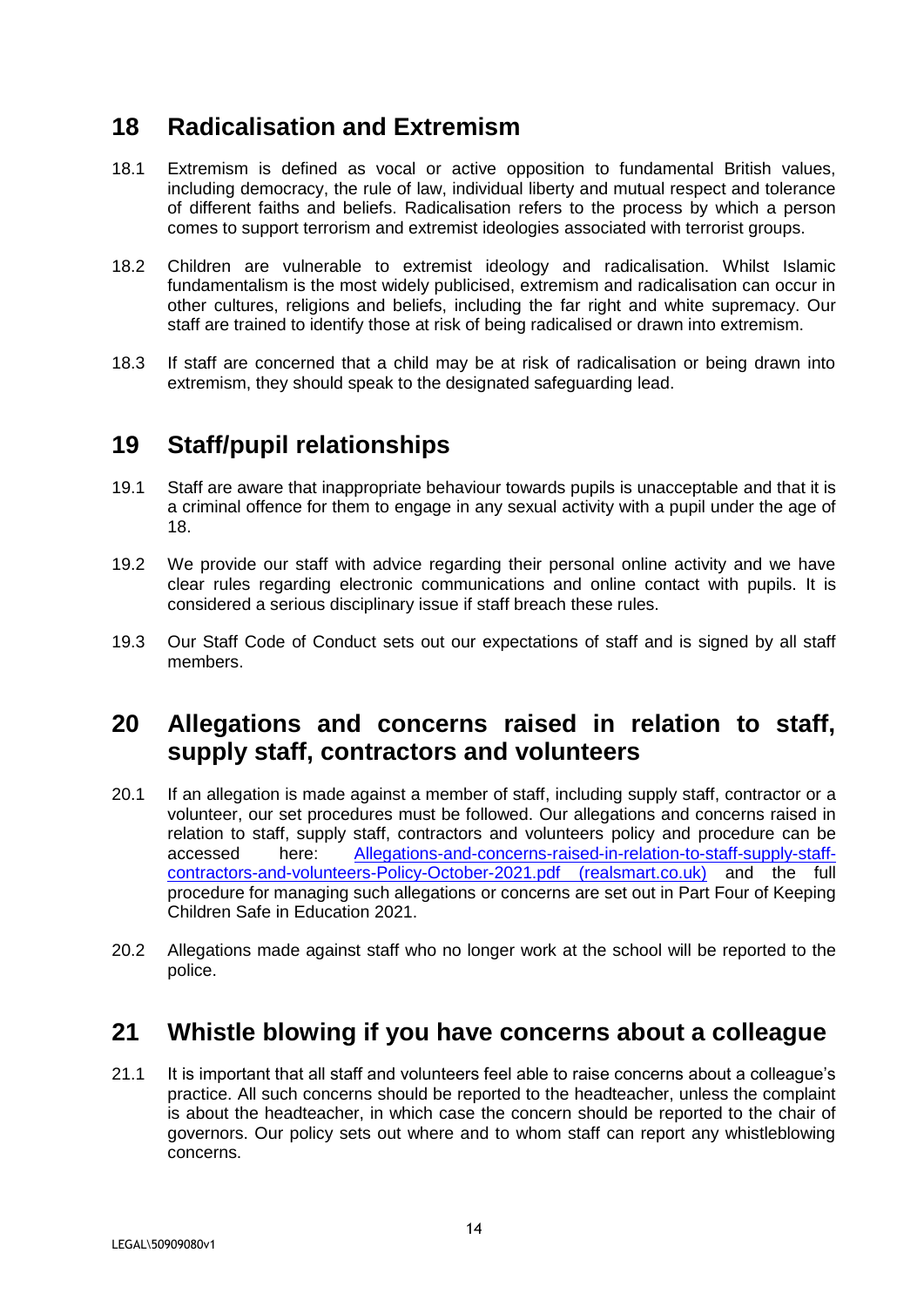## 18 Radicalisation and Extremism

18.1 Extremism is defined as vocal or active opposition to fundamental British values, including democracy, the rule of law, individual liberty and mutual respect and tolerance of different faiths and beliefs. Radicalisation refers to the process by which a person comes to support terrorism and extremist ideologies associated with terrorist groups.

18.2 Children are vulnerable to extremist ideology and radicalisation. Whilst Islamic fundamentalism is the most widely publicised, extremism and radicalisation can occur in other cultures, religions and beliefs, including the far right and white supremacy. Our staff are trained to identify those at risk of being radicalised or drawn into extremism.

18.3 If staff are concerned that a child may be at risk of radicalisation or being drawn into extremism, they should speak to the designated safeguarding lead.

## 19 Staff/pupil relationships

19.1 Staff are aware that inappropriate behaviour towards pupils is unacceptable and that it is a criminal offence for them to engage in any sexual activity with a pupil under the age of 18.

19.2 We provide our staff with advice regarding their personal online activity and we have clear rules regarding electronic communications and online contact with pupils. It is considered a serious disciplinary issue if staff breach these rules.

19.3 Our Staff Code of Conduct sets out our expectations of staff and is signed by all staff members.

## 20 Allegations and concerns raised in relation to staff, supply staff, contractors and volunteers

20.1 If an allegation is made against a member of staff, including supply staff, contractor or a volunteer, our set procedures must be followed. Our allegations and concerns raised in relation to staff, supply staff, contractors and volunteers policy and procedure can be accessed here: Allegations-and-concerns-raised-in-relation-to-staff-supply-staff-contractors-and-volunteers-Policy-October-2021.pdf (realsmart.co.uk) and the full procedure for managing such allegations or concerns are set out in Part Four of Keeping Children Safe in Education 2021.

20.2 Allegations made against staff who no longer work at the school will be reported to the police.

## 21 Whistle blowing if you have concerns about a colleague

21.1 It is important that all staff and volunteers feel able to raise concerns about a colleague's practice. All such concerns should be reported to the headteacher, unless the complaint is about the headteacher, in which case the concern should be reported to the chair of governors. Our policy sets out where and to whom staff can report any whistleblowing concerns.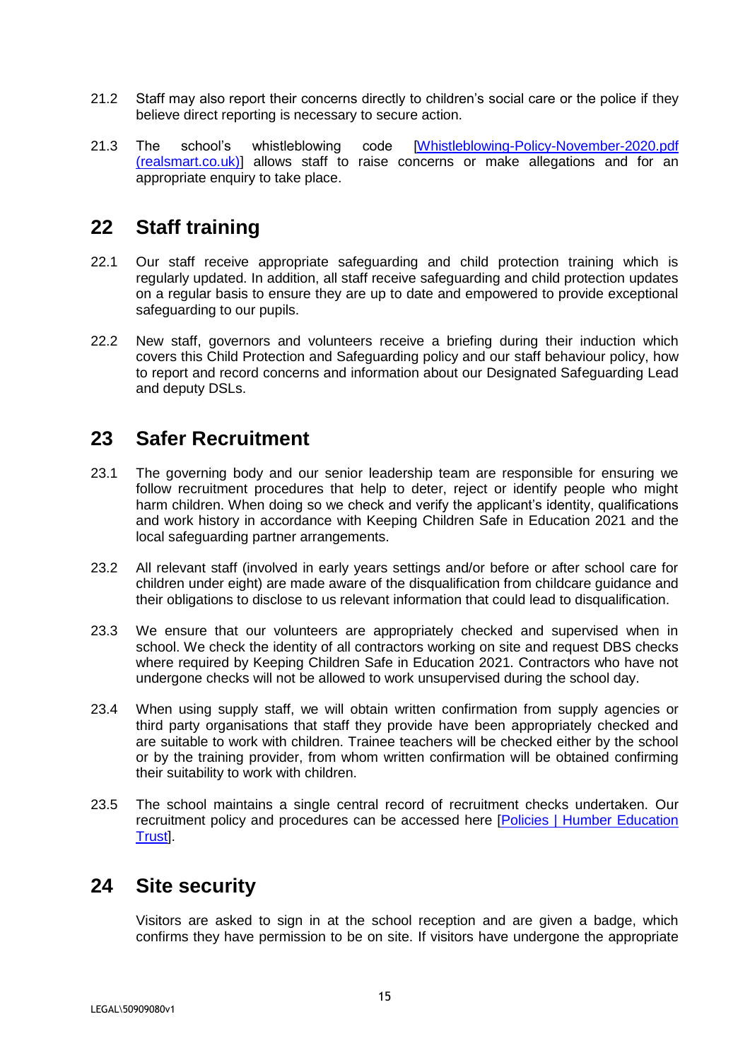21.2 Staff may also report their concerns directly to children's social care or the police if they believe direct reporting is necessary to secure action.

21.3 The school's whistleblowing code [Whistleblowing-Policy-November-2020.pdf (realsmart.co.uk)] allows staff to raise concerns or make allegations and for an appropriate enquiry to take place.

## 22 Staff training

22.1 Our staff receive appropriate safeguarding and child protection training which is regularly updated. In addition, all staff receive safeguarding and child protection updates on a regular basis to ensure they are up to date and empowered to provide exceptional safeguarding to our pupils.

22.2 New staff, governors and volunteers receive a briefing during their induction which covers this Child Protection and Safeguarding policy and our staff behaviour policy, how to report and record concerns and information about our Designated Safeguarding Lead and deputy DSLs.

## 23 Safer Recruitment

23.1 The governing body and our senior leadership team are responsible for ensuring we follow recruitment procedures that help to deter, reject or identify people who might harm children. When doing so we check and verify the applicant's identity, qualifications and work history in accordance with Keeping Children Safe in Education 2021 and the local safeguarding partner arrangements.

23.2 All relevant staff (involved in early years settings and/or before or after school care for children under eight) are made aware of the disqualification from childcare guidance and their obligations to disclose to us relevant information that could lead to disqualification.

23.3 We ensure that our volunteers are appropriately checked and supervised when in school. We check the identity of all contractors working on site and request DBS checks where required by Keeping Children Safe in Education 2021. Contractors who have not undergone checks will not be allowed to work unsupervised during the school day.

23.4 When using supply staff, we will obtain written confirmation from supply agencies or third party organisations that staff they provide have been appropriately checked and are suitable to work with children. Trainee teachers will be checked either by the school or by the training provider, from whom written confirmation will be obtained confirming their suitability to work with children.

23.5 The school maintains a single central record of recruitment checks undertaken. Our recruitment policy and procedures can be accessed here [Policies | Humber Education Trust].

## 24 Site security

Visitors are asked to sign in at the school reception and are given a badge, which confirms they have permission to be on site. If visitors have undergone the appropriate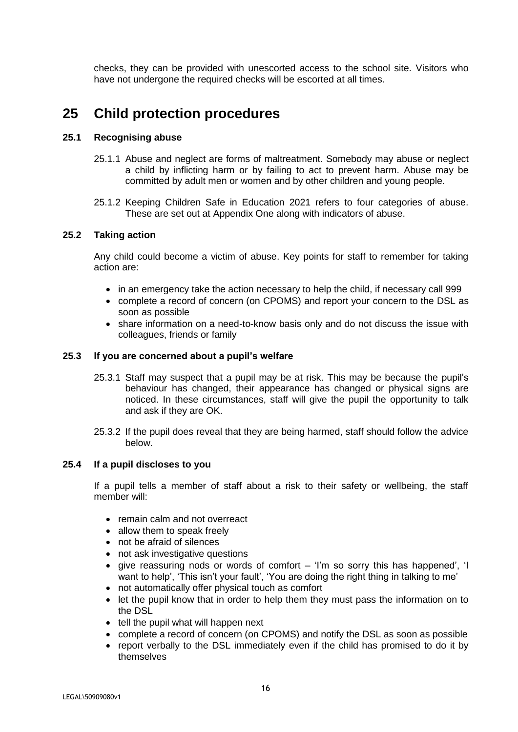checks, they can be provided with unescorted access to the school site. Visitors who have not undergone the required checks will be escorted at all times.

# 25 Child protection procedures

## 25.1 Recognising abuse

25.1.1 Abuse and neglect are forms of maltreatment. Somebody may abuse or neglect a child by inflicting harm or by failing to act to prevent harm. Abuse may be committed by adult men or women and by other children and young people.

25.1.2 Keeping Children Safe in Education 2021 refers to four categories of abuse. These are set out at Appendix One along with indicators of abuse.

## 25.2 Taking action

Any child could become a victim of abuse. Key points for staff to remember for taking action are:

- in an emergency take the action necessary to help the child, if necessary call 999
- complete a record of concern (on CPOMS) and report your concern to the DSL as soon as possible
- share information on a need-to-know basis only and do not discuss the issue with colleagues, friends or family

## 25.3 If you are concerned about a pupil's welfare

25.3.1 Staff may suspect that a pupil may be at risk. This may be because the pupil's behaviour has changed, their appearance has changed or physical signs are noticed. In these circumstances, staff will give the pupil the opportunity to talk and ask if they are OK.

25.3.2 If the pupil does reveal that they are being harmed, staff should follow the advice below.

## 25.4 If a pupil discloses to you

If a pupil tells a member of staff about a risk to their safety or wellbeing, the staff member will:

- remain calm and not overreact
- allow them to speak freely
- not be afraid of silences
- not ask investigative questions
- give reassuring nods or words of comfort – 'I'm so sorry this has happened', 'I want to help', 'This isn't your fault', 'You are doing the right thing in talking to me'
- not automatically offer physical touch as comfort
- let the pupil know that in order to help them they must pass the information on to the DSL
- tell the pupil what will happen next
- complete a record of concern (on CPOMS) and notify the DSL as soon as possible
- report verbally to the DSL immediately even if the child has promised to do it by themselves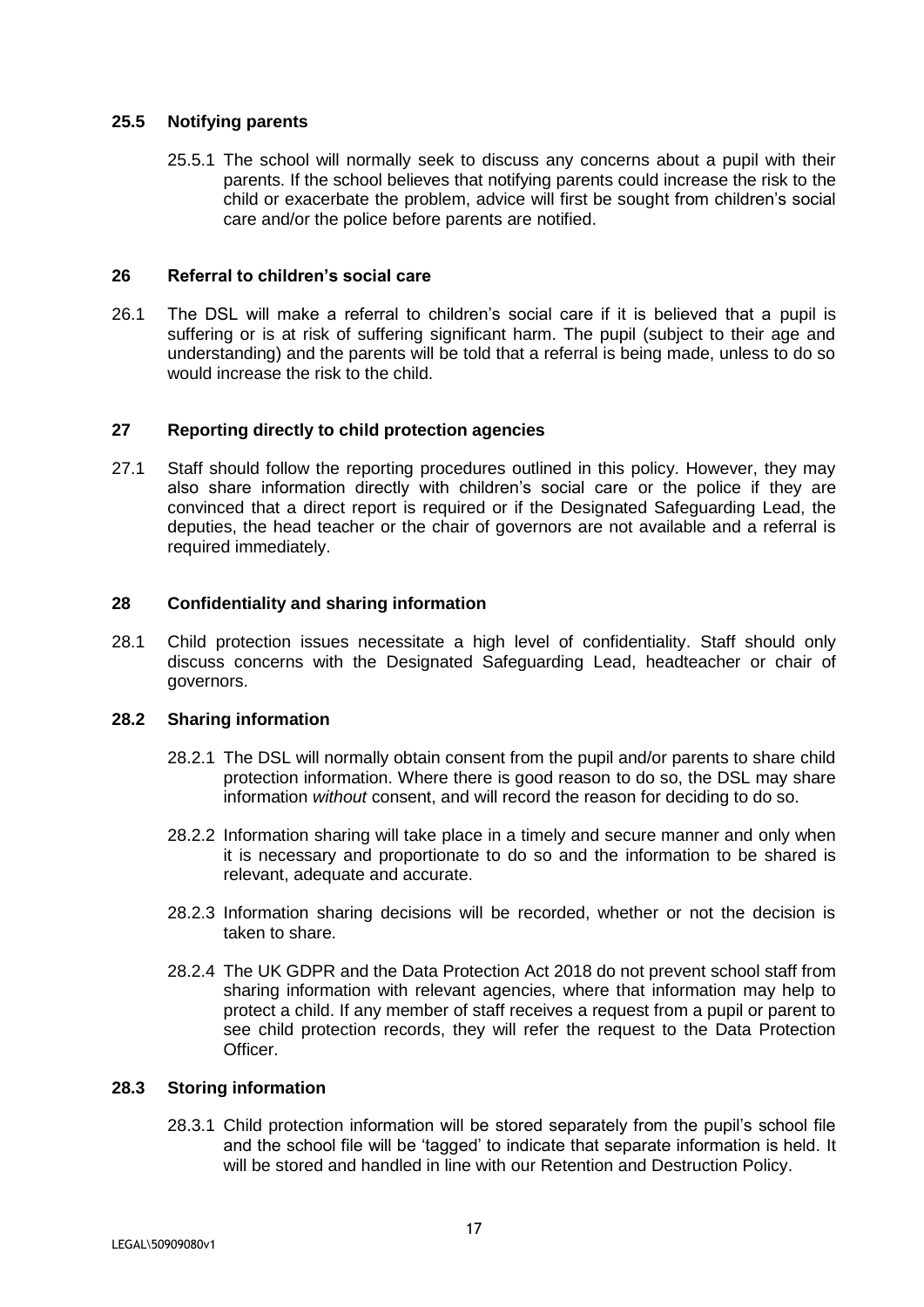### 25.5 Notifying parents

25.5.1 The school will normally seek to discuss any concerns about a pupil with their parents. If the school believes that notifying parents could increase the risk to the child or exacerbate the problem, advice will first be sought from children's social care and/or the police before parents are notified.

## 26 Referral to children's social care

26.1 The DSL will make a referral to children's social care if it is believed that a pupil is suffering or is at risk of suffering significant harm. The pupil (subject to their age and understanding) and the parents will be told that a referral is being made, unless to do so would increase the risk to the child.

## 27 Reporting directly to child protection agencies

27.1 Staff should follow the reporting procedures outlined in this policy. However, they may also share information directly with children's social care or the police if they are convinced that a direct report is required or if the Designated Safeguarding Lead, the deputies, the head teacher or the chair of governors are not available and a referral is required immediately.

## 28 Confidentiality and sharing information

28.1 Child protection issues necessitate a high level of confidentiality. Staff should only discuss concerns with the Designated Safeguarding Lead, headteacher or chair of governors.

### 28.2 Sharing information

28.2.1 The DSL will normally obtain consent from the pupil and/or parents to share child protection information. Where there is good reason to do so, the DSL may share information *without* consent, and will record the reason for deciding to do so.

28.2.2 Information sharing will take place in a timely and secure manner and only when it is necessary and proportionate to do so and the information to be shared is relevant, adequate and accurate.

28.2.3 Information sharing decisions will be recorded, whether or not the decision is taken to share.

28.2.4 The UK GDPR and the Data Protection Act 2018 do not prevent school staff from sharing information with relevant agencies, where that information may help to protect a child. If any member of staff receives a request from a pupil or parent to see child protection records, they will refer the request to the Data Protection Officer.

### 28.3 Storing information

28.3.1 Child protection information will be stored separately from the pupil's school file and the school file will be 'tagged' to indicate that separate information is held. It will be stored and handled in line with our Retention and Destruction Policy.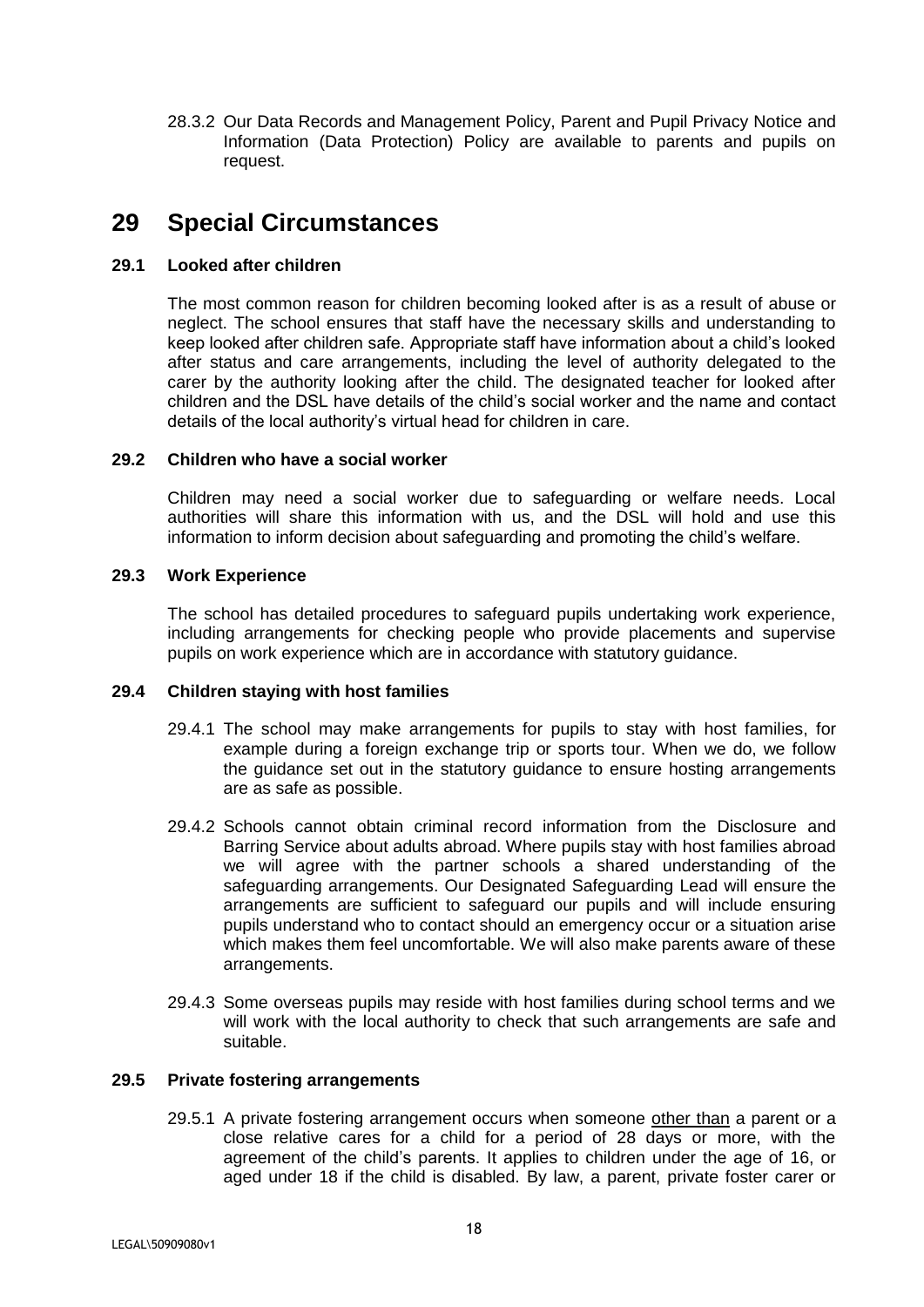28.3.2 Our Data Records and Management Policy, Parent and Pupil Privacy Notice and Information (Data Protection) Policy are available to parents and pupils on request.

# 29 Special Circumstances

### 29.1 Looked after children

The most common reason for children becoming looked after is as a result of abuse or neglect. The school ensures that staff have the necessary skills and understanding to keep looked after children safe. Appropriate staff have information about a child's looked after status and care arrangements, including the level of authority delegated to the carer by the authority looking after the child. The designated teacher for looked after children and the DSL have details of the child's social worker and the name and contact details of the local authority's virtual head for children in care.

### 29.2 Children who have a social worker

Children may need a social worker due to safeguarding or welfare needs. Local authorities will share this information with us, and the DSL will hold and use this information to inform decision about safeguarding and promoting the child's welfare.

### 29.3 Work Experience

The school has detailed procedures to safeguard pupils undertaking work experience, including arrangements for checking people who provide placements and supervise pupils on work experience which are in accordance with statutory guidance.

### 29.4 Children staying with host families

29.4.1 The school may make arrangements for pupils to stay with host families, for example during a foreign exchange trip or sports tour. When we do, we follow the guidance set out in the statutory guidance to ensure hosting arrangements are as safe as possible.

29.4.2 Schools cannot obtain criminal record information from the Disclosure and Barring Service about adults abroad. Where pupils stay with host families abroad we will agree with the partner schools a shared understanding of the safeguarding arrangements. Our Designated Safeguarding Lead will ensure the arrangements are sufficient to safeguard our pupils and will include ensuring pupils understand who to contact should an emergency occur or a situation arise which makes them feel uncomfortable. We will also make parents aware of these arrangements.

29.4.3 Some overseas pupils may reside with host families during school terms and we will work with the local authority to check that such arrangements are safe and suitable.

### 29.5 Private fostering arrangements

29.5.1 A private fostering arrangement occurs when someone other than a parent or a close relative cares for a child for a period of 28 days or more, with the agreement of the child's parents. It applies to children under the age of 16, or aged under 18 if the child is disabled. By law, a parent, private foster carer or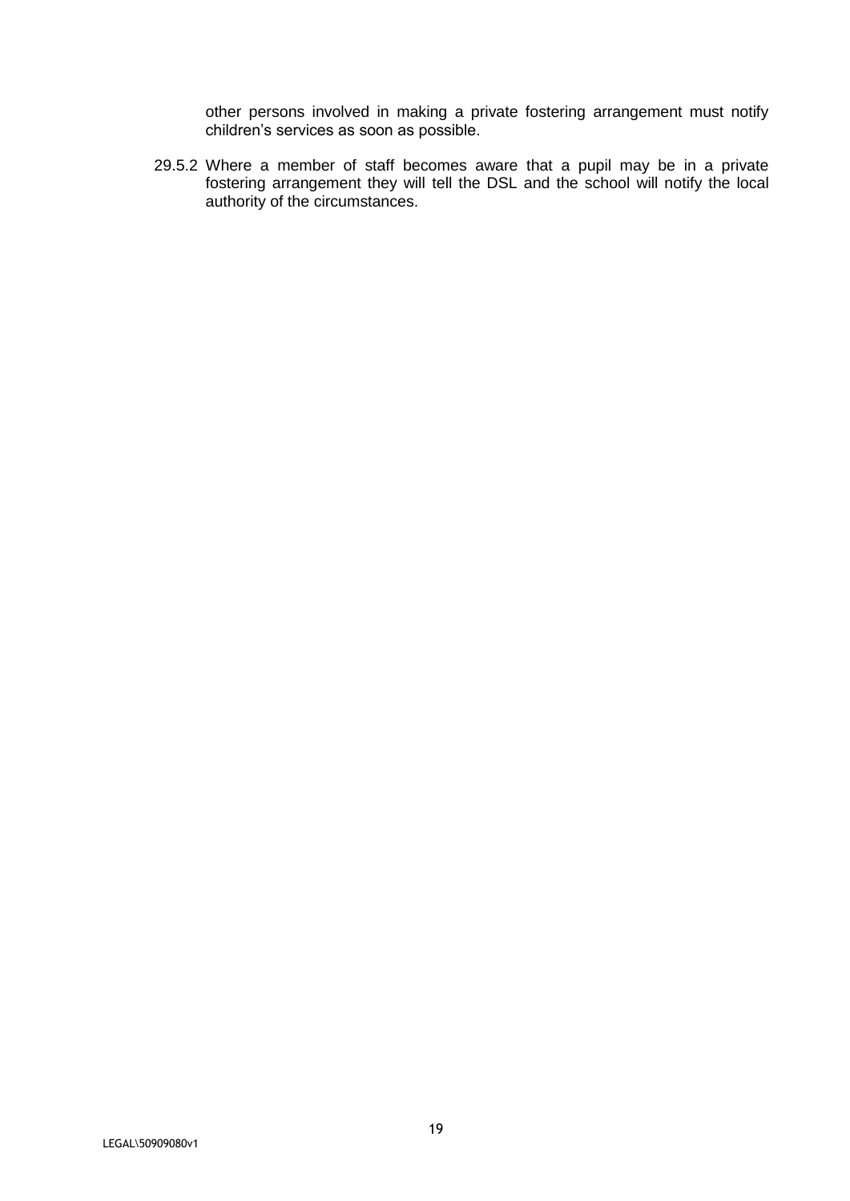other persons involved in making a private fostering arrangement must notify children's services as soon as possible.

29.5.2 Where a member of staff becomes aware that a pupil may be in a private fostering arrangement they will tell the DSL and the school will notify the local authority of the circumstances.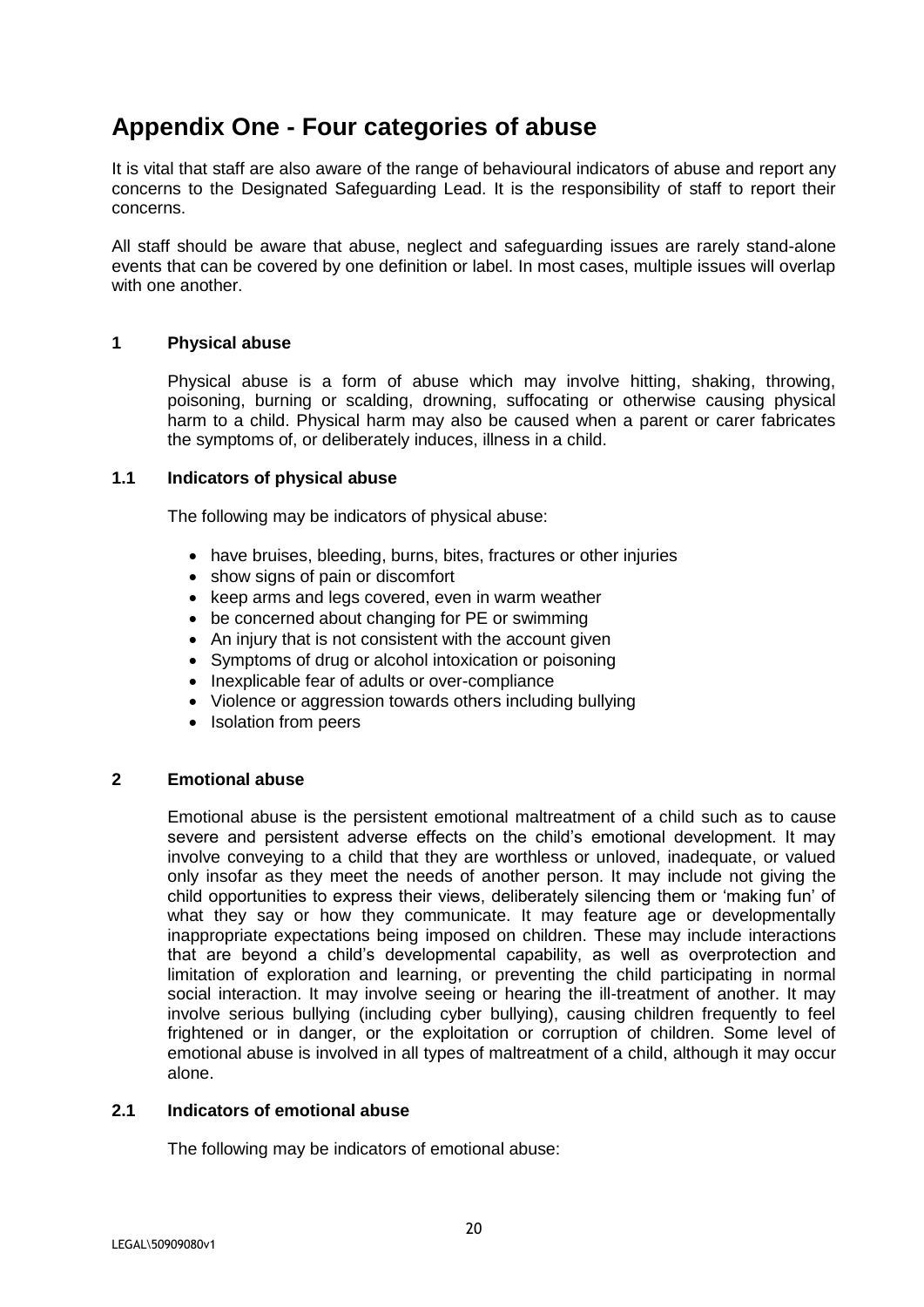# Appendix One - Four categories of abuse

It is vital that staff are also aware of the range of behavioural indicators of abuse and report any concerns to the Designated Safeguarding Lead. It is the responsibility of staff to report their concerns.

All staff should be aware that abuse, neglect and safeguarding issues are rarely stand-alone events that can be covered by one definition or label. In most cases, multiple issues will overlap with one another.

## 1 Physical abuse

Physical abuse is a form of abuse which may involve hitting, shaking, throwing, poisoning, burning or scalding, drowning, suffocating or otherwise causing physical harm to a child. Physical harm may also be caused when a parent or carer fabricates the symptoms of, or deliberately induces, illness in a child.

### 1.1 Indicators of physical abuse

The following may be indicators of physical abuse:

- have bruises, bleeding, burns, bites, fractures or other injuries
- show signs of pain or discomfort
- keep arms and legs covered, even in warm weather
- be concerned about changing for PE or swimming
- An injury that is not consistent with the account given
- Symptoms of drug or alcohol intoxication or poisoning
- Inexplicable fear of adults or over-compliance
- Violence or aggression towards others including bullying
- Isolation from peers

## 2 Emotional abuse

Emotional abuse is the persistent emotional maltreatment of a child such as to cause severe and persistent adverse effects on the child's emotional development. It may involve conveying to a child that they are worthless or unloved, inadequate, or valued only insofar as they meet the needs of another person. It may include not giving the child opportunities to express their views, deliberately silencing them or 'making fun' of what they say or how they communicate. It may feature age or developmentally inappropriate expectations being imposed on children. These may include interactions that are beyond a child's developmental capability, as well as overprotection and limitation of exploration and learning, or preventing the child participating in normal social interaction. It may involve seeing or hearing the ill-treatment of another. It may involve serious bullying (including cyber bullying), causing children frequently to feel frightened or in danger, or the exploitation or corruption of children. Some level of emotional abuse is involved in all types of maltreatment of a child, although it may occur alone.

### 2.1 Indicators of emotional abuse

The following may be indicators of emotional abuse: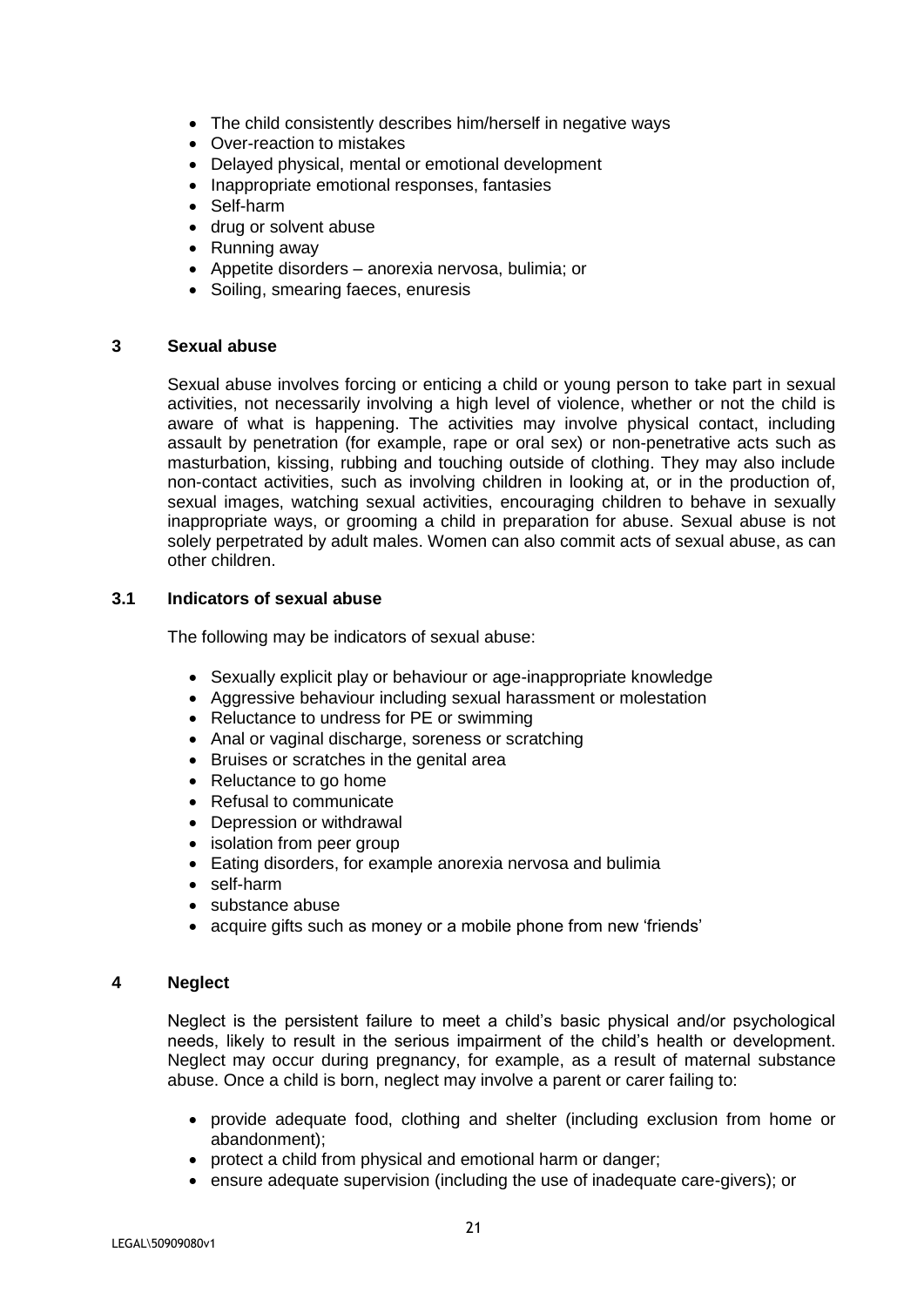- The child consistently describes him/herself in negative ways
- Over-reaction to mistakes
- Delayed physical, mental or emotional development
- Inappropriate emotional responses, fantasies
- Self-harm
- drug or solvent abuse
- Running away
- Appetite disorders – anorexia nervosa, bulimia; or
- Soiling, smearing faeces, enuresis

## 3 Sexual abuse

Sexual abuse involves forcing or enticing a child or young person to take part in sexual activities, not necessarily involving a high level of violence, whether or not the child is aware of what is happening. The activities may involve physical contact, including assault by penetration (for example, rape or oral sex) or non-penetrative acts such as masturbation, kissing, rubbing and touching outside of clothing. They may also include non-contact activities, such as involving children in looking at, or in the production of, sexual images, watching sexual activities, encouraging children to behave in sexually inappropriate ways, or grooming a child in preparation for abuse. Sexual abuse is not solely perpetrated by adult males. Women can also commit acts of sexual abuse, as can other children.

### 3.1 Indicators of sexual abuse

The following may be indicators of sexual abuse:

- Sexually explicit play or behaviour or age-inappropriate knowledge
- Aggressive behaviour including sexual harassment or molestation
- Reluctance to undress for PE or swimming
- Anal or vaginal discharge, soreness or scratching
- Bruises or scratches in the genital area
- Reluctance to go home
- Refusal to communicate
- Depression or withdrawal
- isolation from peer group
- Eating disorders, for example anorexia nervosa and bulimia
- self-harm
- substance abuse
- acquire gifts such as money or a mobile phone from new 'friends'

## 4 Neglect

Neglect is the persistent failure to meet a child's basic physical and/or psychological needs, likely to result in the serious impairment of the child's health or development. Neglect may occur during pregnancy, for example, as a result of maternal substance abuse. Once a child is born, neglect may involve a parent or carer failing to:

- provide adequate food, clothing and shelter (including exclusion from home or abandonment);
- protect a child from physical and emotional harm or danger;
- ensure adequate supervision (including the use of inadequate care-givers); or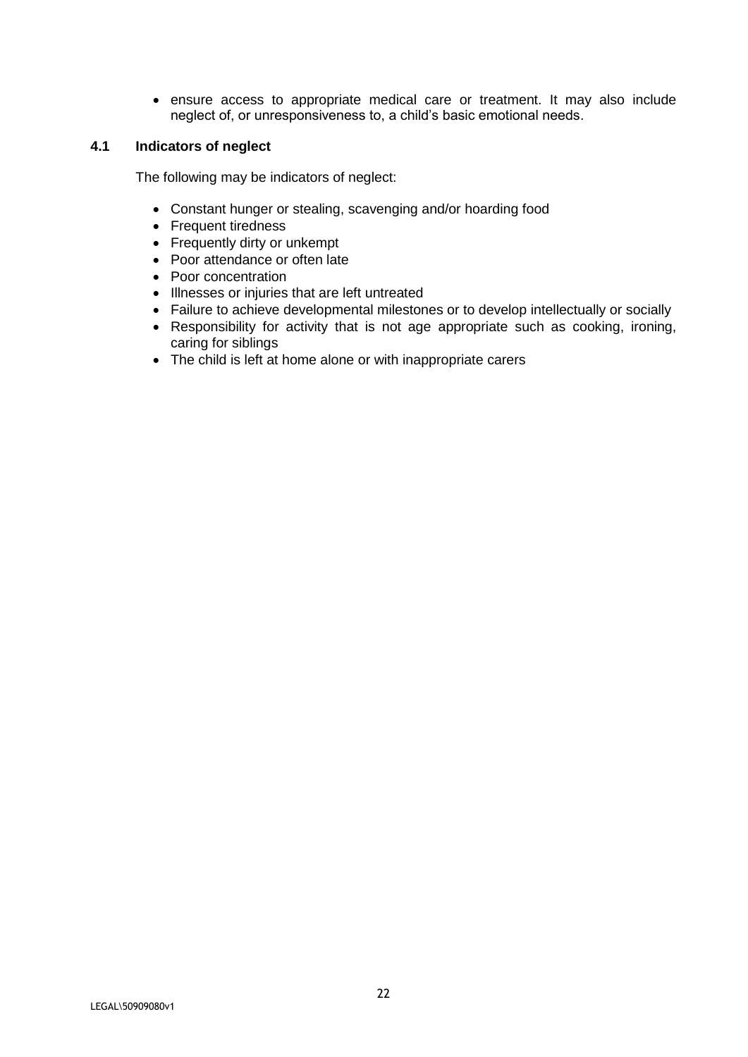- ensure access to appropriate medical care or treatment. It may also include neglect of, or unresponsiveness to, a child's basic emotional needs.

### 4.1 Indicators of neglect

The following may be indicators of neglect:

- Constant hunger or stealing, scavenging and/or hoarding food
- Frequent tiredness
- Frequently dirty or unkempt
- Poor attendance or often late
- Poor concentration
- Illnesses or injuries that are left untreated
- Failure to achieve developmental milestones or to develop intellectually or socially
- Responsibility for activity that is not age appropriate such as cooking, ironing, caring for siblings
- The child is left at home alone or with inappropriate carers

LEGAL\50909080v1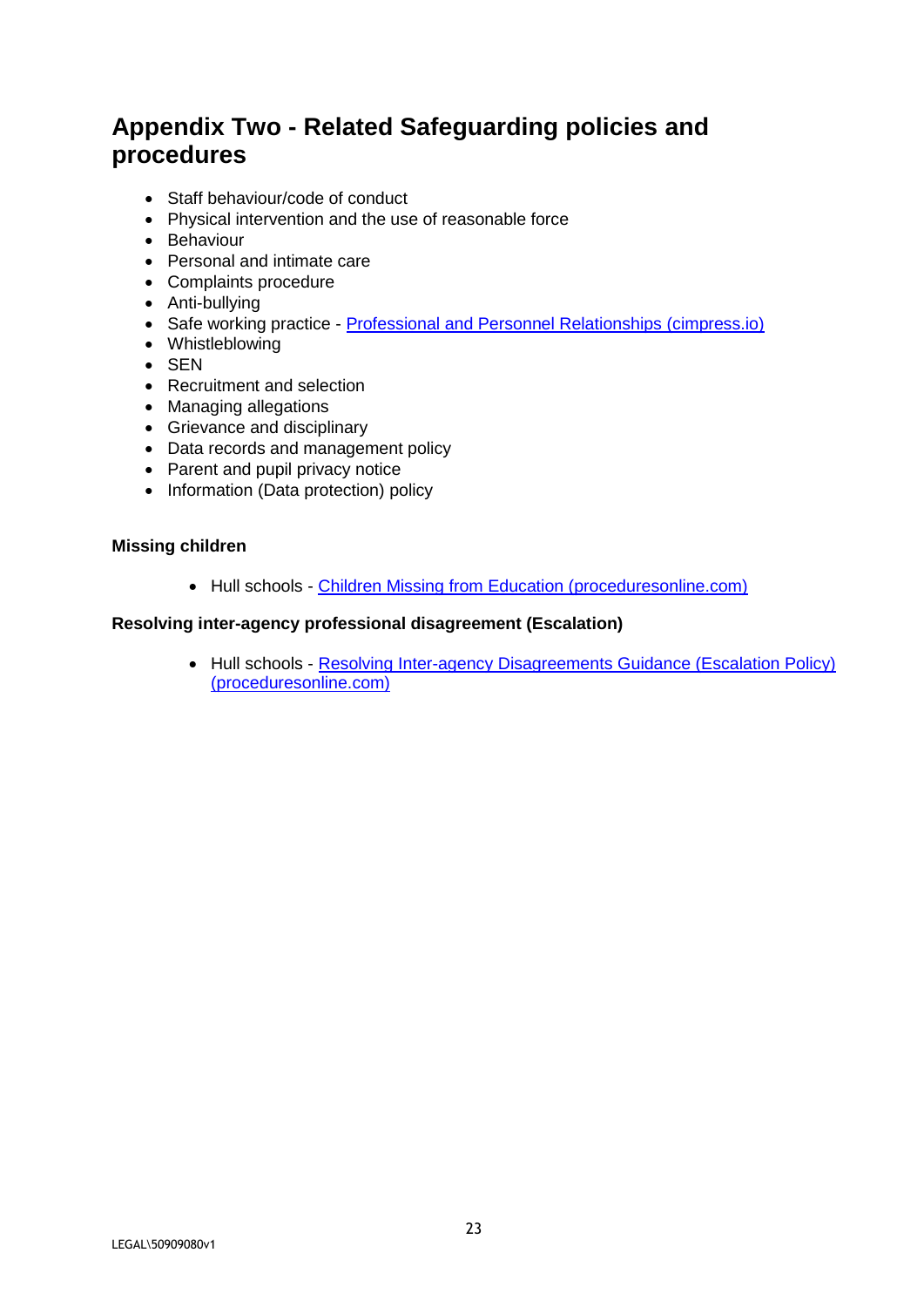## Appendix Two - Related Safeguarding policies and procedures

- Staff behaviour/code of conduct
- Physical intervention and the use of reasonable force
- Behaviour
- Personal and intimate care
- Complaints procedure
- Anti-bullying
- Safe working practice - Professional and Personnel Relationships (cimpress.io)
- Whistleblowing
- SEN
- Recruitment and selection
- Managing allegations
- Grievance and disciplinary
- Data records and management policy
- Parent and pupil privacy notice
- Information (Data protection) policy

**Missing children**

- Hull schools - Children Missing from Education (proceduresonline.com)

**Resolving inter-agency professional disagreement (Escalation)**

- Hull schools - Resolving Inter-agency Disagreements Guidance (Escalation Policy) (proceduresonline.com)

LEGAL\50909080v1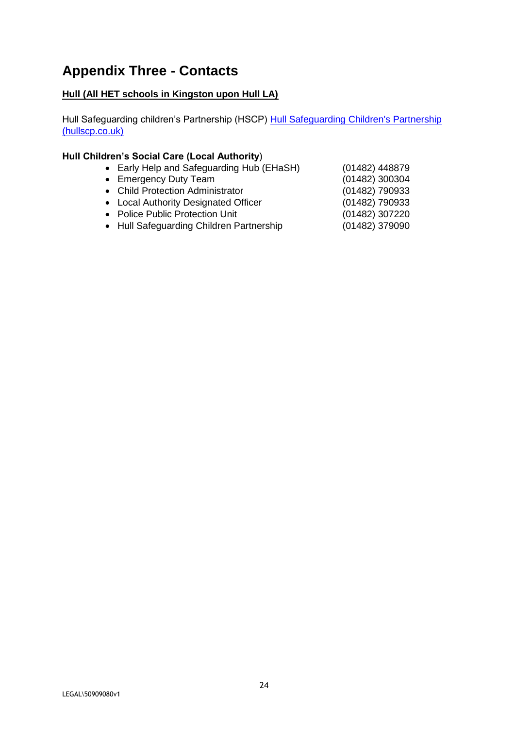# Appendix Three - Contacts

**Hull (All HET schools in Kingston upon Hull LA)**

Hull Safeguarding children's Partnership (HSCP) [Hull Safeguarding Children's Partnership (hullscp.co.uk)](hullscp.co.uk)

**Hull Children's Social Care (Local Authority)**

- Early Help and Safeguarding Hub (EHaSH) (01482) 448879
- Emergency Duty Team (01482) 300304
- Child Protection Administrator (01482) 790933
- Local Authority Designated Officer (01482) 790933
- Police Public Protection Unit (01482) 307220
- Hull Safeguarding Children Partnership (01482) 379090

LEGAL\50909080v1